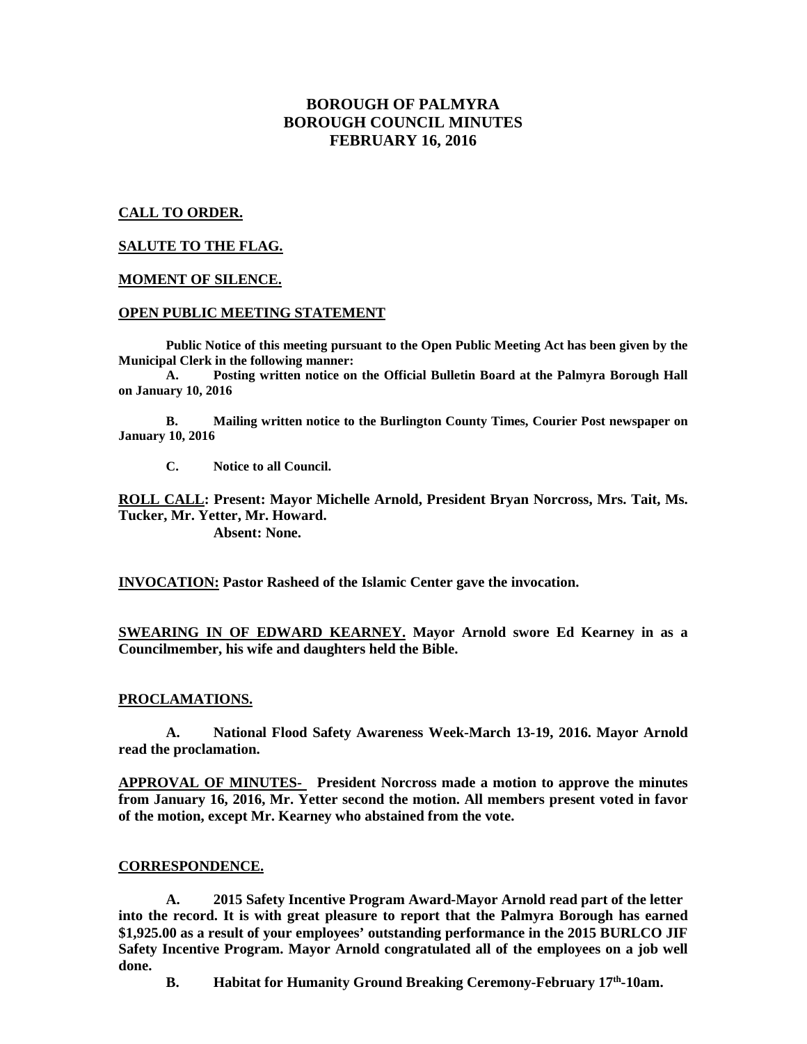# BOROUGH OF PALMYRA
# BOROUGH COUNCIL MINUTES
# FEBRUARY 16, 2016

**CALL TO ORDER.**

**SALUTE TO THE FLAG.**

**MOMENT OF SILENCE.**

**OPEN PUBLIC MEETING STATEMENT**

**Public Notice of this meeting pursuant to the Open Public Meeting Act has been given by the Municipal Clerk in the following manner:**

**A. Posting written notice on the Official Bulletin Board at the Palmyra Borough Hall on January 10, 2016**

**B. Mailing written notice to the Burlington County Times, Courier Post newspaper on January 10, 2016**

**C. Notice to all Council.**

**ROLL CALL: Present: Mayor Michelle Arnold, President Bryan Norcross, Mrs. Tait, Ms. Tucker, Mr. Yetter, Mr. Howard.**
**Absent: None.**

**INVOCATION: Pastor Rasheed of the Islamic Center gave the invocation.**

**SWEARING IN OF EDWARD KEARNEY. Mayor Arnold swore Ed Kearney in as a Councilmember, his wife and daughters held the Bible.**

**PROCLAMATIONS.**

**A. National Flood Safety Awareness Week-March 13-19, 2016. Mayor Arnold read the proclamation.**

**APPROVAL OF MINUTES- President Norcross made a motion to approve the minutes from January 16, 2016, Mr. Yetter second the motion. All members present voted in favor of the motion, except Mr. Kearney who abstained from the vote.**

**CORRESPONDENCE.**

**A. 2015 Safety Incentive Program Award-Mayor Arnold read part of the letter into the record. It is with great pleasure to report that the Palmyra Borough has earned $1,925.00 as a result of your employees' outstanding performance in the 2015 BURLCO JIF Safety Incentive Program. Mayor Arnold congratulated all of the employees on a job well done.**

**B. Habitat for Humanity Ground Breaking Ceremony-February 17th-10am.**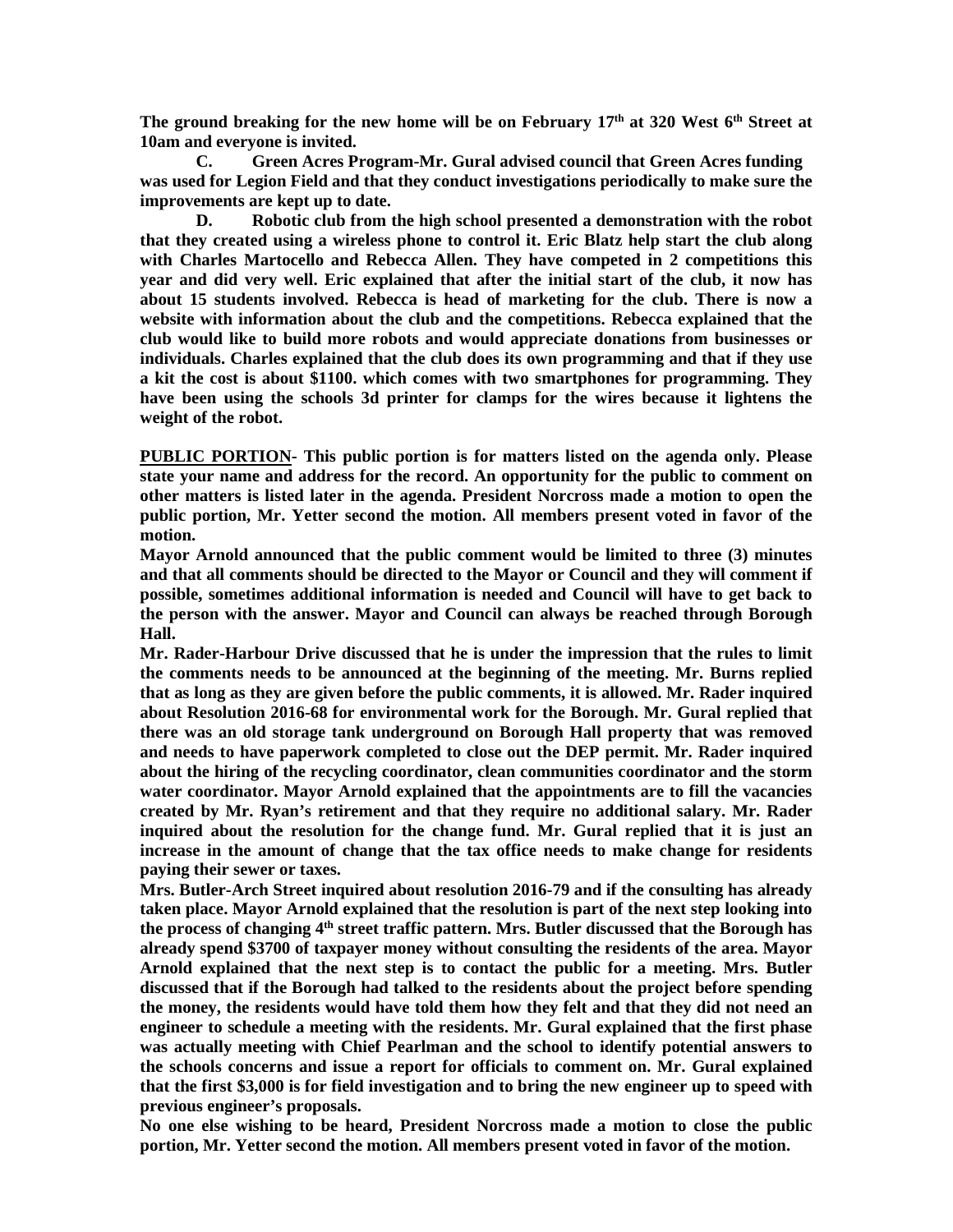**The ground breaking for the new home will be on February 17th at 320 West 6th Street at 10am and everyone is invited.**

**C. Green Acres Program-Mr. Gural advised council that Green Acres funding was used for Legion Field and that they conduct investigations periodically to make sure the improvements are kept up to date.**

**D. Robotic club from the high school presented a demonstration with the robot that they created using a wireless phone to control it. Eric Blatz help start the club along with Charles Martocello and Rebecca Allen. They have competed in 2 competitions this year and did very well. Eric explained that after the initial start of the club, it now has about 15 students involved. Rebecca is head of marketing for the club. There is now a website with information about the club and the competitions. Rebecca explained that the club would like to build more robots and would appreciate donations from businesses or individuals. Charles explained that the club does its own programming and that if they use a kit the cost is about $1100. which comes with two smartphones for programming. They have been using the schools 3d printer for clamps for the wires because it lightens the weight of the robot.**

**<u>PUBLIC PORTION</u>- This public portion is for matters listed on the agenda only. Please state your name and address for the record. An opportunity for the public to comment on other matters is listed later in the agenda. President Norcross made a motion to open the public portion, Mr. Yetter second the motion. All members present voted in favor of the motion.**

**Mayor Arnold announced that the public comment would be limited to three (3) minutes and that all comments should be directed to the Mayor or Council and they will comment if possible, sometimes additional information is needed and Council will have to get back to the person with the answer. Mayor and Council can always be reached through Borough Hall.**

**Mr. Rader-Harbour Drive discussed that he is under the impression that the rules to limit the comments needs to be announced at the beginning of the meeting. Mr. Burns replied that as long as they are given before the public comments, it is allowed. Mr. Rader inquired about Resolution 2016-68 for environmental work for the Borough. Mr. Gural replied that there was an old storage tank underground on Borough Hall property that was removed and needs to have paperwork completed to close out the DEP permit. Mr. Rader inquired about the hiring of the recycling coordinator, clean communities coordinator and the storm water coordinator. Mayor Arnold explained that the appointments are to fill the vacancies created by Mr. Ryan's retirement and that they require no additional salary. Mr. Rader inquired about the resolution for the change fund. Mr. Gural replied that it is just an increase in the amount of change that the tax office needs to make change for residents paying their sewer or taxes.**

**Mrs. Butler-Arch Street inquired about resolution 2016-79 and if the consulting has already taken place. Mayor Arnold explained that the resolution is part of the next step looking into the process of changing 4th street traffic pattern. Mrs. Butler discussed that the Borough has already spend $3700 of taxpayer money without consulting the residents of the area. Mayor Arnold explained that the next step is to contact the public for a meeting. Mrs. Butler discussed that if the Borough had talked to the residents about the project before spending the money, the residents would have told them how they felt and that they did not need an engineer to schedule a meeting with the residents. Mr. Gural explained that the first phase was actually meeting with Chief Pearlman and the school to identify potential answers to the schools concerns and issue a report for officials to comment on. Mr. Gural explained that the first $3,000 is for field investigation and to bring the new engineer up to speed with previous engineer's proposals.**

**No one else wishing to be heard, President Norcross made a motion to close the public portion, Mr. Yetter second the motion. All members present voted in favor of the motion.**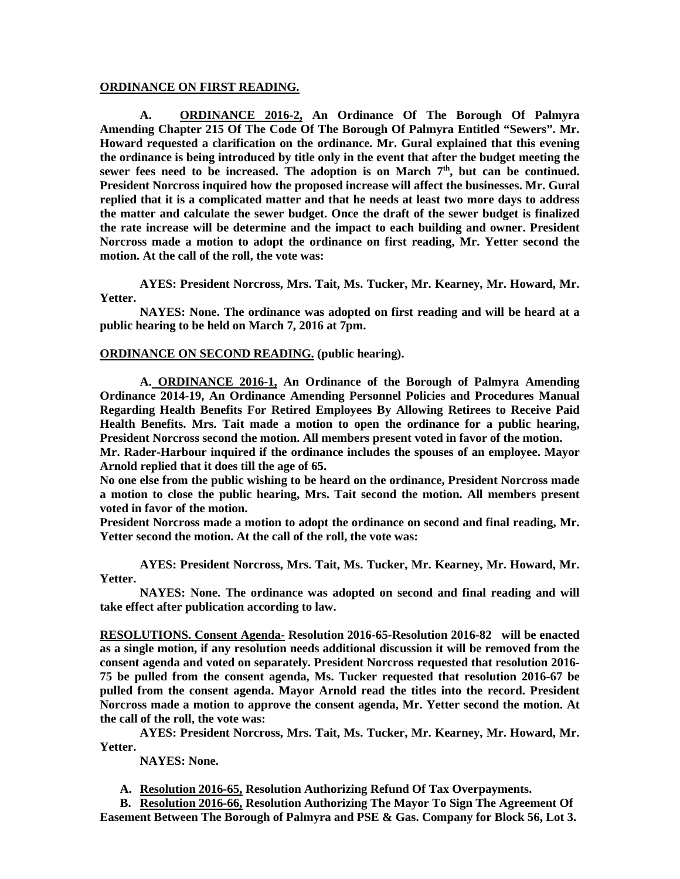**ORDINANCE ON FIRST READING.**

**A. ORDINANCE 2016-2, An Ordinance Of The Borough Of Palmyra Amending Chapter 215 Of The Code Of The Borough Of Palmyra Entitled "Sewers". Mr. Howard requested a clarification on the ordinance. Mr. Gural explained that this evening the ordinance is being introduced by title only in the event that after the budget meeting the sewer fees need to be increased. The adoption is on March 7th, but can be continued. President Norcross inquired how the proposed increase will affect the businesses. Mr. Gural replied that it is a complicated matter and that he needs at least two more days to address the matter and calculate the sewer budget. Once the draft of the sewer budget is finalized the rate increase will be determine and the impact to each building and owner. President Norcross made a motion to adopt the ordinance on first reading, Mr. Yetter second the motion. At the call of the roll, the vote was:**

**AYES: President Norcross, Mrs. Tait, Ms. Tucker, Mr. Kearney, Mr. Howard, Mr. Yetter.**

**NAYES: None. The ordinance was adopted on first reading and will be heard at a public hearing to be held on March 7, 2016 at 7pm.**

**ORDINANCE ON SECOND READING. (public hearing).**

**A. ORDINANCE 2016-1, An Ordinance of the Borough of Palmyra Amending Ordinance 2014-19, An Ordinance Amending Personnel Policies and Procedures Manual Regarding Health Benefits For Retired Employees By Allowing Retirees to Receive Paid Health Benefits. Mrs. Tait made a motion to open the ordinance for a public hearing, President Norcross second the motion. All members present voted in favor of the motion.**

**Mr. Rader-Harbour inquired if the ordinance includes the spouses of an employee. Mayor Arnold replied that it does till the age of 65.**

**No one else from the public wishing to be heard on the ordinance, President Norcross made a motion to close the public hearing, Mrs. Tait second the motion. All members present voted in favor of the motion.**

**President Norcross made a motion to adopt the ordinance on second and final reading, Mr. Yetter second the motion. At the call of the roll, the vote was:**

**AYES: President Norcross, Mrs. Tait, Ms. Tucker, Mr. Kearney, Mr. Howard, Mr. Yetter.**

**NAYES: None. The ordinance was adopted on second and final reading and will take effect after publication according to law.**

**RESOLUTIONS. Consent Agenda- Resolution 2016-65-Resolution 2016-82 will be enacted as a single motion, if any resolution needs additional discussion it will be removed from the consent agenda and voted on separately. President Norcross requested that resolution 2016-75 be pulled from the consent agenda, Ms. Tucker requested that resolution 2016-67 be pulled from the consent agenda. Mayor Arnold read the titles into the record. President Norcross made a motion to approve the consent agenda, Mr. Yetter second the motion. At the call of the roll, the vote was:**

**AYES: President Norcross, Mrs. Tait, Ms. Tucker, Mr. Kearney, Mr. Howard, Mr. Yetter.**

**NAYES: None.**

**A. Resolution 2016-65, Resolution Authorizing Refund Of Tax Overpayments.**

**B. Resolution 2016-66, Resolution Authorizing The Mayor To Sign The Agreement Of Easement Between The Borough of Palmyra and PSE & Gas. Company for Block 56, Lot 3.**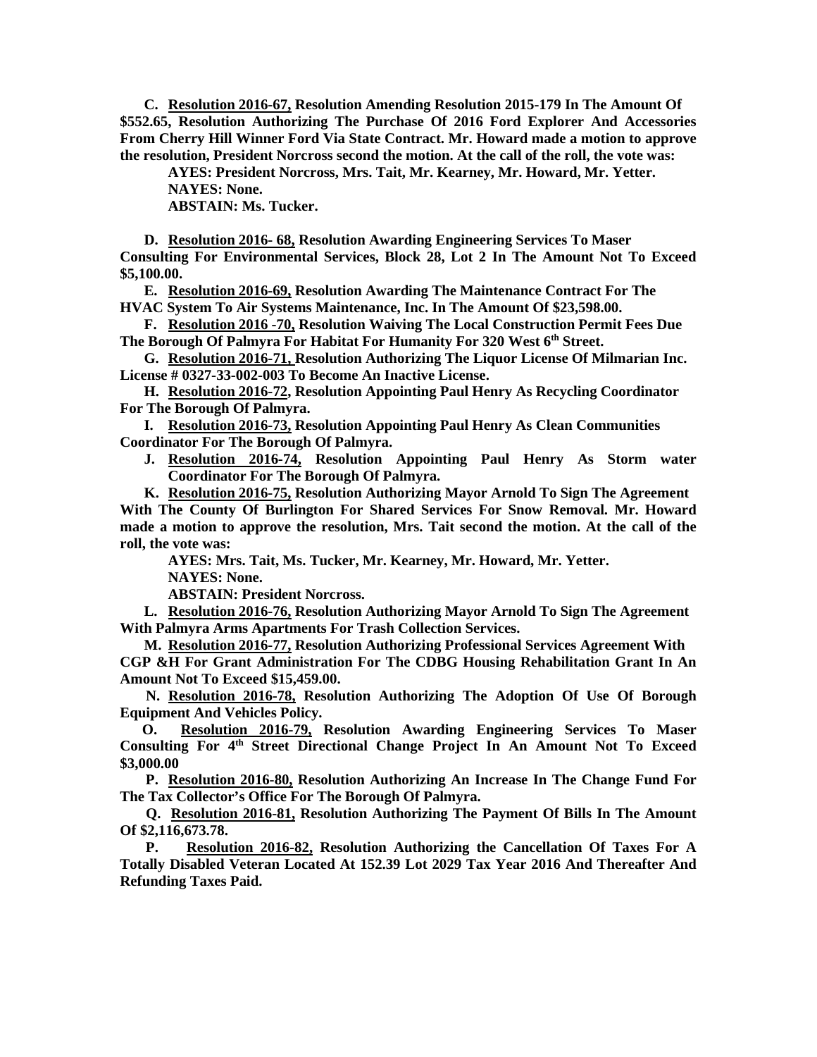**C. <u>Resolution 2016-67,</u> Resolution Amending Resolution 2015-179 In The Amount Of $552.65, Resolution Authorizing The Purchase Of 2016 Ford Explorer And Accessories From Cherry Hill Winner Ford Via State Contract. Mr. Howard made a motion to approve the resolution, President Norcross second the motion. At the call of the roll, the vote was:**

**AYES: President Norcross, Mrs. Tait, Mr. Kearney, Mr. Howard, Mr. Yetter.**
**NAYES: None.**
**ABSTAIN: Ms. Tucker.**

**D. <u>Resolution 2016- 68,</u> Resolution Awarding Engineering Services To Maser Consulting For Environmental Services, Block 28, Lot 2 In The Amount Not To Exceed $5,100.00.**

**E. <u>Resolution 2016-69,</u> Resolution Awarding The Maintenance Contract For The HVAC System To Air Systems Maintenance, Inc. In The Amount Of $23,598.00.**

**F. <u>Resolution 2016 -70,</u> Resolution Waiving The Local Construction Permit Fees Due The Borough Of Palmyra For Habitat For Humanity For 320 West 6th Street.**

**G. <u>Resolution 2016-71,</u> Resolution Authorizing The Liquor License Of Milmarian Inc. License # 0327-33-002-003 To Become An Inactive License.**

**H. <u>Resolution 2016-72</u>, Resolution Appointing Paul Henry As Recycling Coordinator For The Borough Of Palmyra.**

**I. <u>Resolution 2016-73,</u> Resolution Appointing Paul Henry As Clean Communities Coordinator For The Borough Of Palmyra.**

**J. <u>Resolution 2016-74,</u> Resolution Appointing Paul Henry As Storm water Coordinator For The Borough Of Palmyra.**

**K. <u>Resolution 2016-75,</u> Resolution Authorizing Mayor Arnold To Sign The Agreement With The County Of Burlington For Shared Services For Snow Removal. Mr. Howard made a motion to approve the resolution, Mrs. Tait second the motion. At the call of the roll, the vote was:**

**AYES: Mrs. Tait, Ms. Tucker, Mr. Kearney, Mr. Howard, Mr. Yetter.**
**NAYES: None.**
**ABSTAIN: President Norcross.**

**L. <u>Resolution 2016-76,</u> Resolution Authorizing Mayor Arnold To Sign The Agreement With Palmyra Arms Apartments For Trash Collection Services.**

**M. <u>Resolution 2016-77,</u> Resolution Authorizing Professional Services Agreement With CGP &H For Grant Administration For The CDBG Housing Rehabilitation Grant In An Amount Not To Exceed $15,459.00.**

**N. <u>Resolution 2016-78,</u> Resolution Authorizing The Adoption Of Use Of Borough Equipment And Vehicles Policy.**

**O. <u>Resolution 2016-79,</u> Resolution Awarding Engineering Services To Maser Consulting For 4th Street Directional Change Project In An Amount Not To Exceed $3,000.00**

**P. <u>Resolution 2016-80,</u> Resolution Authorizing An Increase In The Change Fund For The Tax Collector's Office For The Borough Of Palmyra.**

**Q. <u>Resolution 2016-81,</u> Resolution Authorizing The Payment Of Bills In The Amount Of $2,116,673.78.**

**P. <u>Resolution 2016-82,</u> Resolution Authorizing the Cancellation Of Taxes For A Totally Disabled Veteran Located At 152.39 Lot 2029 Tax Year 2016 And Thereafter And Refunding Taxes Paid.**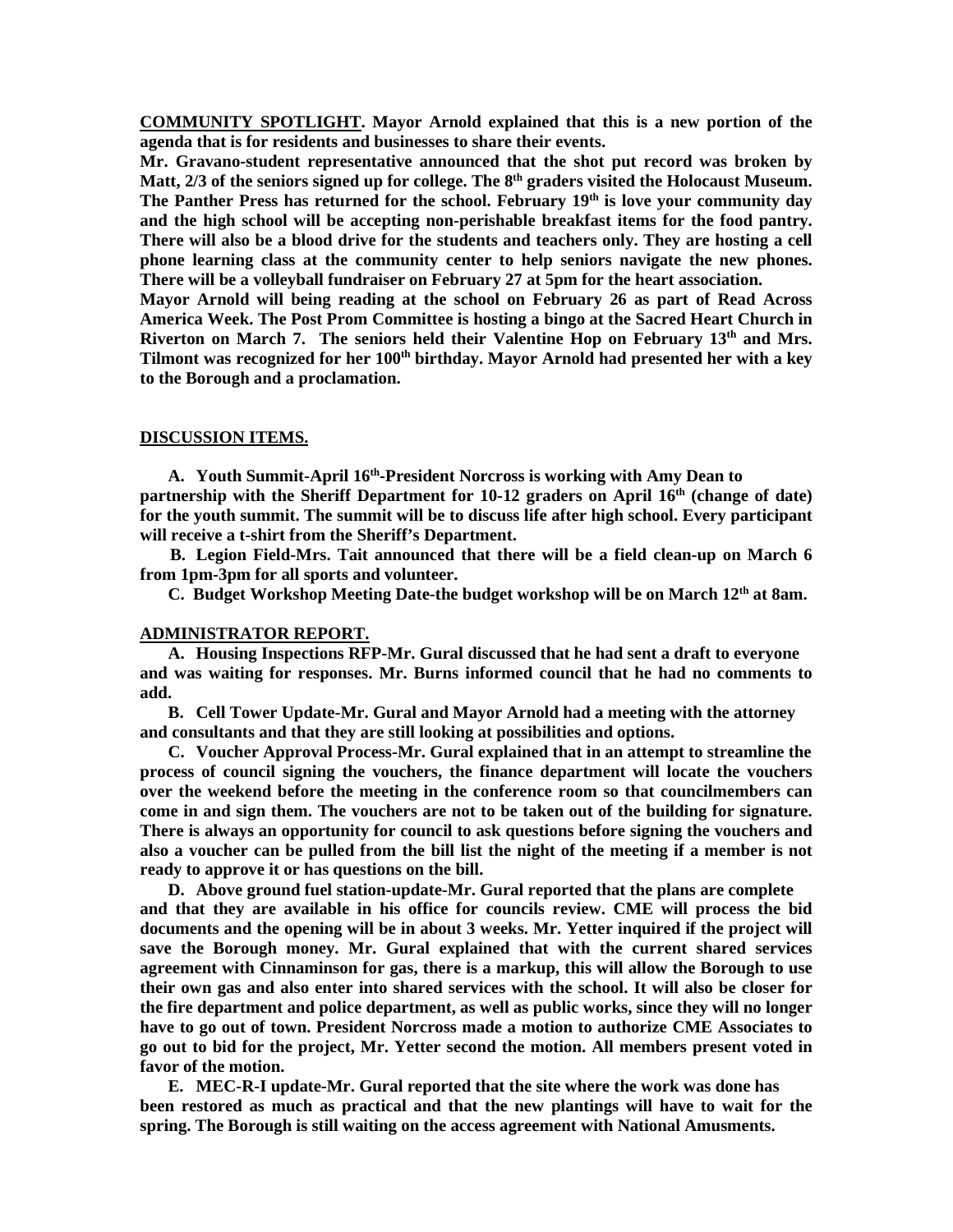**<u>COMMUNITY SPOTLIGHT</u>. Mayor Arnold explained that this is a new portion of the agenda that is for residents and businesses to share their events.**

**Mr. Gravano-student representative announced that the shot put record was broken by Matt, 2/3 of the seniors signed up for college. The 8th graders visited the Holocaust Museum. The Panther Press has returned for the school. February 19th is love your community day and the high school will be accepting non-perishable breakfast items for the food pantry. There will also be a blood drive for the students and teachers only. They are hosting a cell phone learning class at the community center to help seniors navigate the new phones. There will be a volleyball fundraiser on February 27 at 5pm for the heart association.**

**Mayor Arnold will being reading at the school on February 26 as part of Read Across America Week. The Post Prom Committee is hosting a bingo at the Sacred Heart Church in Riverton on March 7. The seniors held their Valentine Hop on February 13th and Mrs. Tilmont was recognized for her 100th birthday. Mayor Arnold had presented her with a key to the Borough and a proclamation.**

**<u>DISCUSSION ITEMS.</u>**

**A. Youth Summit-April 16th-President Norcross is working with Amy Dean to partnership with the Sheriff Department for 10-12 graders on April 16th (change of date) for the youth summit. The summit will be to discuss life after high school. Every participant will receive a t-shirt from the Sheriff's Department.**

**B. Legion Field-Mrs. Tait announced that there will be a field clean-up on March 6 from 1pm-3pm for all sports and volunteer.**

**C. Budget Workshop Meeting Date-the budget workshop will be on March 12th at 8am.**

**<u>ADMINISTRATOR REPORT.</u>**

**A. Housing Inspections RFP-Mr. Gural discussed that he had sent a draft to everyone and was waiting for responses. Mr. Burns informed council that he had no comments to add.**

**B. Cell Tower Update-Mr. Gural and Mayor Arnold had a meeting with the attorney and consultants and that they are still looking at possibilities and options.**

**C. Voucher Approval Process-Mr. Gural explained that in an attempt to streamline the process of council signing the vouchers, the finance department will locate the vouchers over the weekend before the meeting in the conference room so that councilmembers can come in and sign them. The vouchers are not to be taken out of the building for signature. There is always an opportunity for council to ask questions before signing the vouchers and also a voucher can be pulled from the bill list the night of the meeting if a member is not ready to approve it or has questions on the bill.**

**D. Above ground fuel station-update-Mr. Gural reported that the plans are complete and that they are available in his office for councils review. CME will process the bid documents and the opening will be in about 3 weeks. Mr. Yetter inquired if the project will save the Borough money. Mr. Gural explained that with the current shared services agreement with Cinnaminson for gas, there is a markup, this will allow the Borough to use their own gas and also enter into shared services with the school. It will also be closer for the fire department and police department, as well as public works, since they will no longer have to go out of town. President Norcross made a motion to authorize CME Associates to go out to bid for the project, Mr. Yetter second the motion. All members present voted in favor of the motion.**

**E. MEC-R-I update-Mr. Gural reported that the site where the work was done has been restored as much as practical and that the new plantings will have to wait for the spring. The Borough is still waiting on the access agreement with National Amusments.**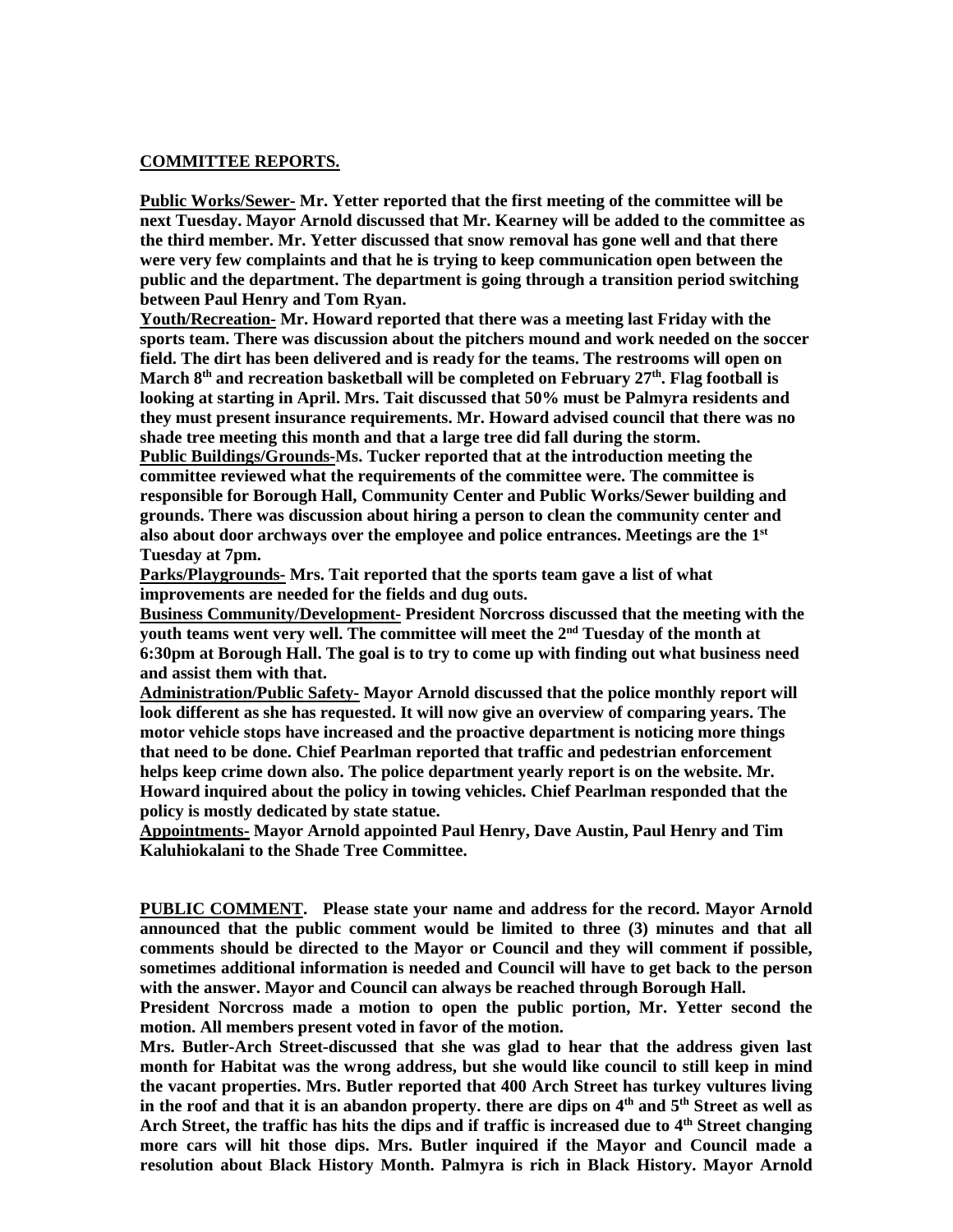**COMMITTEE REPORTS.**

**Public Works/Sewer- Mr. Yetter reported that the first meeting of the committee will be next Tuesday. Mayor Arnold discussed that Mr. Kearney will be added to the committee as the third member. Mr. Yetter discussed that snow removal has gone well and that there were very few complaints and that he is trying to keep communication open between the public and the department. The department is going through a transition period switching between Paul Henry and Tom Ryan.**

**Youth/Recreation- Mr. Howard reported that there was a meeting last Friday with the sports team. There was discussion about the pitchers mound and work needed on the soccer field. The dirt has been delivered and is ready for the teams. The restrooms will open on March 8th and recreation basketball will be completed on February 27th. Flag football is looking at starting in April. Mrs. Tait discussed that 50% must be Palmyra residents and they must present insurance requirements. Mr. Howard advised council that there was no shade tree meeting this month and that a large tree did fall during the storm.**

**Public Buildings/Grounds-Ms. Tucker reported that at the introduction meeting the committee reviewed what the requirements of the committee were. The committee is responsible for Borough Hall, Community Center and Public Works/Sewer building and grounds. There was discussion about hiring a person to clean the community center and also about door archways over the employee and police entrances. Meetings are the 1st Tuesday at 7pm.**

**Parks/Playgrounds- Mrs. Tait reported that the sports team gave a list of what improvements are needed for the fields and dug outs.**

**Business Community/Development- President Norcross discussed that the meeting with the youth teams went very well. The committee will meet the 2nd Tuesday of the month at 6:30pm at Borough Hall. The goal is to try to come up with finding out what business need and assist them with that.**

**Administration/Public Safety- Mayor Arnold discussed that the police monthly report will look different as she has requested. It will now give an overview of comparing years. The motor vehicle stops have increased and the proactive department is noticing more things that need to be done. Chief Pearlman reported that traffic and pedestrian enforcement helps keep crime down also. The police department yearly report is on the website. Mr. Howard inquired about the policy in towing vehicles. Chief Pearlman responded that the policy is mostly dedicated by state statue.**

**Appointments- Mayor Arnold appointed Paul Henry, Dave Austin, Paul Henry and Tim Kaluhiokalani to the Shade Tree Committee.**

**PUBLIC COMMENT. Please state your name and address for the record. Mayor Arnold announced that the public comment would be limited to three (3) minutes and that all comments should be directed to the Mayor or Council and they will comment if possible, sometimes additional information is needed and Council will have to get back to the person with the answer. Mayor and Council can always be reached through Borough Hall.**

**President Norcross made a motion to open the public portion, Mr. Yetter second the motion. All members present voted in favor of the motion.**

**Mrs. Butler-Arch Street-discussed that she was glad to hear that the address given last month for Habitat was the wrong address, but she would like council to still keep in mind the vacant properties. Mrs. Butler reported that 400 Arch Street has turkey vultures living in the roof and that it is an abandon property. there are dips on 4th and 5th Street as well as Arch Street, the traffic has hits the dips and if traffic is increased due to 4th Street changing more cars will hit those dips. Mrs. Butler inquired if the Mayor and Council made a resolution about Black History Month. Palmyra is rich in Black History. Mayor Arnold**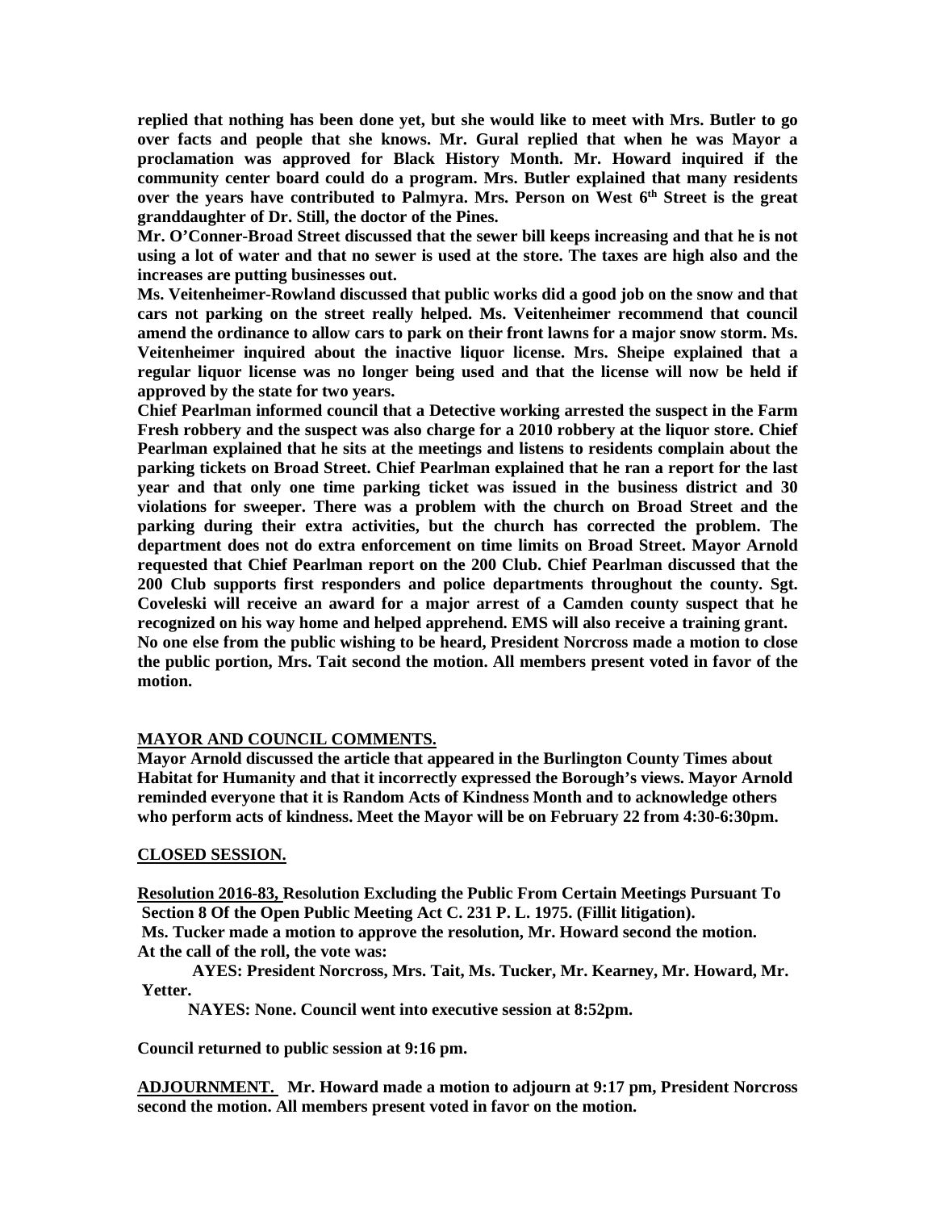**replied that nothing has been done yet, but she would like to meet with Mrs. Butler to go over facts and people that she knows. Mr. Gural replied that when he was Mayor a proclamation was approved for Black History Month. Mr. Howard inquired if the community center board could do a program. Mrs. Butler explained that many residents over the years have contributed to Palmyra. Mrs. Person on West 6th Street is the great granddaughter of Dr. Still, the doctor of the Pines.**

**Mr. O'Conner-Broad Street discussed that the sewer bill keeps increasing and that he is not using a lot of water and that no sewer is used at the store. The taxes are high also and the increases are putting businesses out.**

**Ms. Veitenheimer-Rowland discussed that public works did a good job on the snow and that cars not parking on the street really helped. Ms. Veitenheimer recommend that council amend the ordinance to allow cars to park on their front lawns for a major snow storm. Ms. Veitenheimer inquired about the inactive liquor license. Mrs. Sheipe explained that a regular liquor license was no longer being used and that the license will now be held if approved by the state for two years.**

**Chief Pearlman informed council that a Detective working arrested the suspect in the Farm Fresh robbery and the suspect was also charge for a 2010 robbery at the liquor store. Chief Pearlman explained that he sits at the meetings and listens to residents complain about the parking tickets on Broad Street. Chief Pearlman explained that he ran a report for the last year and that only one time parking ticket was issued in the business district and 30 violations for sweeper. There was a problem with the church on Broad Street and the parking during their extra activities, but the church has corrected the problem. The department does not do extra enforcement on time limits on Broad Street. Mayor Arnold requested that Chief Pearlman report on the 200 Club. Chief Pearlman discussed that the 200 Club supports first responders and police departments throughout the county. Sgt. Coveleski will receive an award for a major arrest of a Camden county suspect that he recognized on his way home and helped apprehend. EMS will also receive a training grant.**

**No one else from the public wishing to be heard, President Norcross made a motion to close the public portion, Mrs. Tait second the motion. All members present voted in favor of the motion.**

**<u>MAYOR AND COUNCIL COMMENTS.</u>**

**Mayor Arnold discussed the article that appeared in the Burlington County Times about Habitat for Humanity and that it incorrectly expressed the Borough's views. Mayor Arnold reminded everyone that it is Random Acts of Kindness Month and to acknowledge others who perform acts of kindness. Meet the Mayor will be on February 22 from 4:30-6:30pm.**

**<u>CLOSED SESSION.</u>**

**<u>Resolution 2016-83,</u> Resolution Excluding the Public From Certain Meetings Pursuant To Section 8 Of the Open Public Meeting Act C. 231 P. L. 1975. (Fillit litigation).**

**Ms. Tucker made a motion to approve the resolution, Mr. Howard second the motion. At the call of the roll, the vote was:**

**AYES: President Norcross, Mrs. Tait, Ms. Tucker, Mr. Kearney, Mr. Howard, Mr. Yetter.**

**NAYES: None. Council went into executive session at 8:52pm.**

**Council returned to public session at 9:16 pm.**

**<u>ADJOURNMENT.</u> Mr. Howard made a motion to adjourn at 9:17 pm, President Norcross second the motion. All members present voted in favor on the motion.**